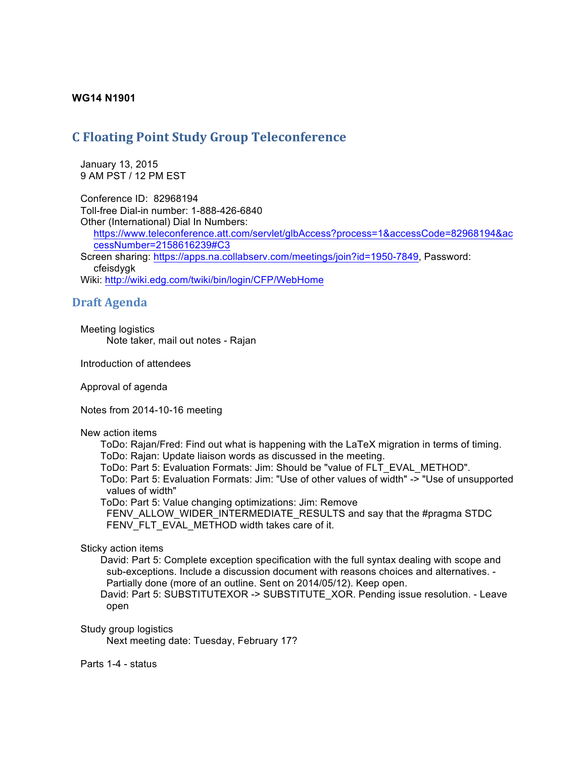**WG14 N1901**

## C Floating Point Study Group Teleconference

January 13, 2015
9 AM PST / 12 PM EST

Conference ID: 82968194
Toll-free Dial-in number: 1-888-426-6840
Other (International) Dial In Numbers:
https://www.teleconference.att.com/servlet/glbAccess?process=1&accessCode=82968194&accessNumber=2158616239#C3
Screen sharing: https://apps.na.collabserv.com/meetings/join?id=1950-7849, Password: cfeisdygk
Wiki: http://wiki.edg.com/twiki/bin/login/CFP/WebHome

## Draft Agenda

Meeting logistics
- Note taker, mail out notes - Rajan

Introduction of attendees

Approval of agenda

Notes from 2014-10-16 meeting

New action items
- ToDo: Rajan/Fred: Find out what is happening with the LaTeX migration in terms of timing.
- ToDo: Rajan: Update liaison words as discussed in the meeting.
- ToDo: Part 5: Evaluation Formats: Jim: Should be "value of FLT_EVAL_METHOD".
- ToDo: Part 5: Evaluation Formats: Jim: "Use of other values of width" -> "Use of unsupported values of width"
- ToDo: Part 5: Value changing optimizations: Jim: Remove FENV_ALLOW_WIDER_INTERMEDIATE_RESULTS and say that the #pragma STDC FENV_FLT_EVAL_METHOD width takes care of it.

Sticky action items
- David: Part 5: Complete exception specification with the full syntax dealing with scope and sub-exceptions. Include a discussion document with reasons choices and alternatives. - Partially done (more of an outline. Sent on 2014/05/12). Keep open.
- David: Part 5: SUBSTITUTEXOR -> SUBSTITUTE_XOR. Pending issue resolution. - Leave open

Study group logistics
- Next meeting date: Tuesday, February 17?

Parts 1-4 - status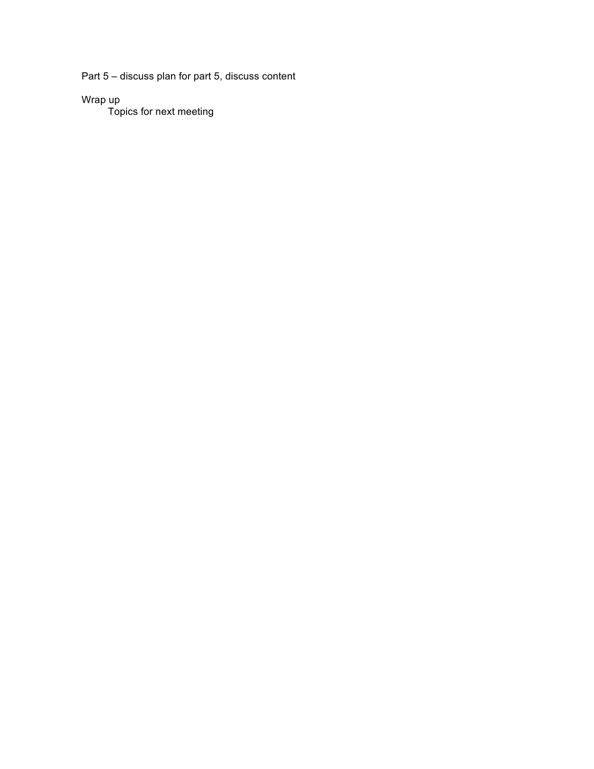Part 5 – discuss plan for part 5, discuss content

Wrap up

- Topics for next meeting